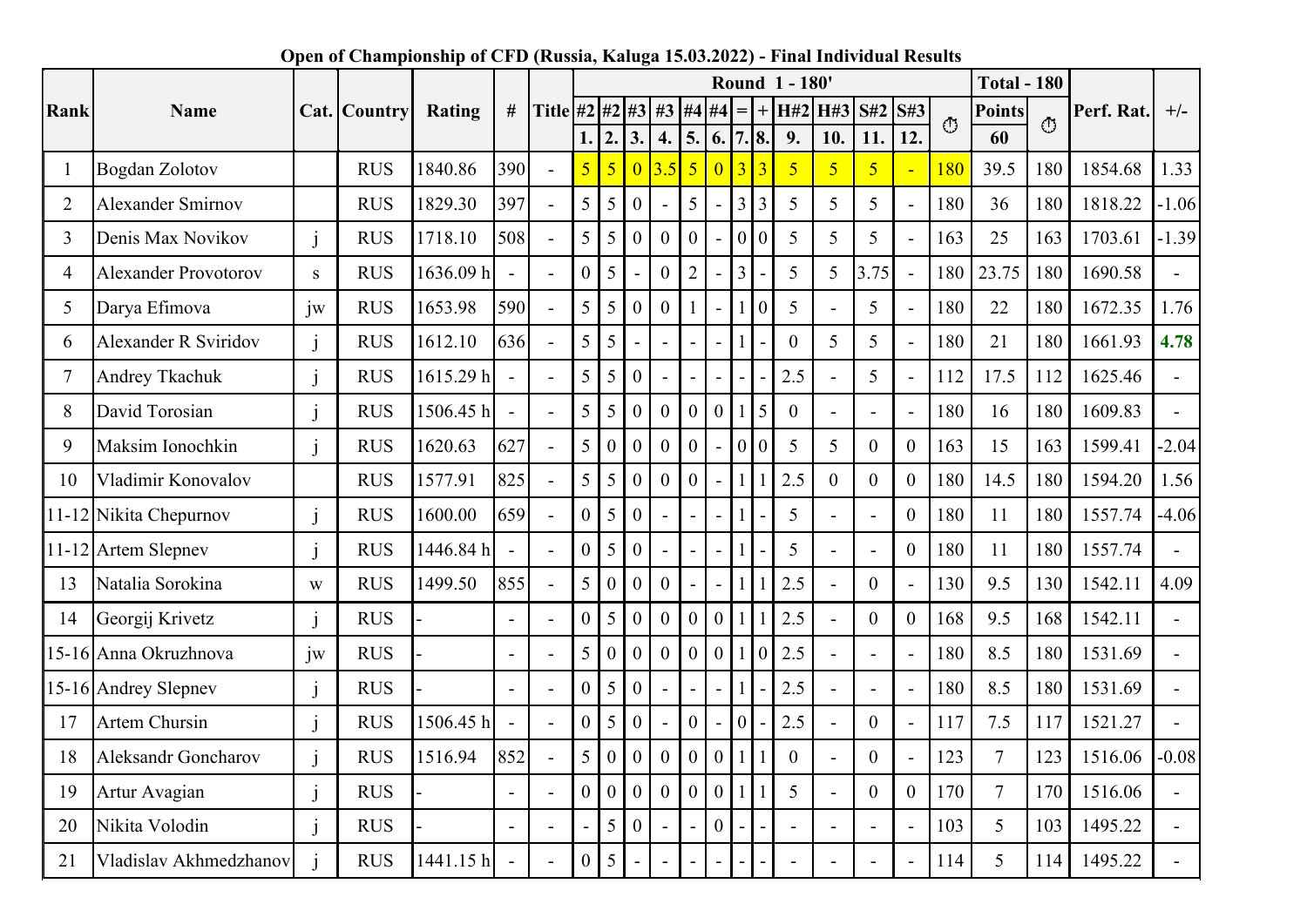**Open of Championship of CFD (Russia, Kaluga 15.03.2022) - Final Individual Results**

| Rank | Name | Cat. | Country | Rating | # | Title | Round 1 - 180' | | | | | | | | | | | | | Total - 180 | | Perf. Rat. | +/- |
|---|---|---|---|---|---|---|---|---|---|---|---|---|---|---|---|---|---|---|---|---|---|---|---|
| | | | | | | | #2 | #2 | #3 | #3 | #4 | #4 | = | + | H#2 | H#3 | S#2 | S#3 | ⏱ | Points | ⏱ | | |
| | | | | | | | 1. | 2. | 3. | 4. | 5. | 6. | 7. | 8. | 9. | 10. | 11. | 12. | | 60 | | | |
| 1 | Bogdan Zolotov | | RUS | 1840.86 | 390 | - | 5 | 5 | 0 | 3.5 | 5 | 0 | 3 | 3 | 5 | 5 | 5 | - | 180 | 39.5 | 180 | 1854.68 | 1.33 |
| 2 | Alexander Smirnov | | RUS | 1829.30 | 397 | - | 5 | 5 | 0 | - | 5 | - | 3 | 3 | 5 | 5 | 5 | - | 180 | 36 | 180 | 1818.22 | -1.06 |
| 3 | Denis Max Novikov | j | RUS | 1718.10 | 508 | - | 5 | 5 | 0 | 0 | 0 | - | 0 | 0 | 5 | 5 | 5 | - | 163 | 25 | 163 | 1703.61 | -1.39 |
| 4 | Alexander Provotorov | s | RUS | 1636.09 h | - | - | 0 | 5 | - | 0 | 2 | - | 3 | - | 5 | 5 | 3.75 | - | 180 | 23.75 | 180 | 1690.58 | - |
| 5 | Darya Efimova | jw | RUS | 1653.98 | 590 | - | 5 | 5 | 0 | 0 | 1 | - | 1 | 0 | 5 | - | 5 | - | 180 | 22 | 180 | 1672.35 | 1.76 |
| 6 | Alexander R Sviridov | j | RUS | 1612.10 | 636 | - | 5 | 5 | - | - | - | - | 1 | - | 0 | 5 | 5 | - | 180 | 21 | 180 | 1661.93 | 4.78 |
| 7 | Andrey Tkachuk | j | RUS | 1615.29 h | - | - | 5 | 5 | 0 | - | - | - | - | - | 2.5 | - | 5 | - | 112 | 17.5 | 112 | 1625.46 | - |
| 8 | David Torosian | j | RUS | 1506.45 h | - | - | 5 | 5 | 0 | 0 | 0 | 0 | 1 | 5 | 0 | - | - | - | 180 | 16 | 180 | 1609.83 | - |
| 9 | Maksim Ionochkin | j | RUS | 1620.63 | 627 | - | 5 | 0 | 0 | 0 | 0 | - | 0 | 0 | 5 | 5 | 0 | 0 | 163 | 15 | 163 | 1599.41 | -2.04 |
| 10 | Vladimir Konovalov | | RUS | 1577.91 | 825 | - | 5 | 5 | 0 | 0 | 0 | - | 1 | 1 | 2.5 | 0 | 0 | 0 | 180 | 14.5 | 180 | 1594.20 | 1.56 |
| 11-12 | Nikita Chepurnov | j | RUS | 1600.00 | 659 | - | 0 | 5 | 0 | - | - | - | 1 | - | 5 | - | - | 0 | 180 | 11 | 180 | 1557.74 | -4.06 |
| 11-12 | Artem Slepnev | j | RUS | 1446.84 h | - | - | 0 | 5 | 0 | - | - | - | 1 | - | 5 | - | - | 0 | 180 | 11 | 180 | 1557.74 | - |
| 13 | Natalia Sorokina | w | RUS | 1499.50 | 855 | - | 5 | 0 | 0 | 0 | - | - | 1 | 1 | 2.5 | - | 0 | - | 130 | 9.5 | 130 | 1542.11 | 4.09 |
| 14 | Georgij Krivetz | j | RUS | - | - | - | 0 | 5 | 0 | 0 | 0 | 0 | 1 | 1 | 2.5 | - | 0 | 0 | 168 | 9.5 | 168 | 1542.11 | - |
| 15-16 | Anna Okruzhnova | jw | RUS | - | - | - | 5 | 0 | 0 | 0 | 0 | 0 | 1 | 0 | 2.5 | - | - | - | 180 | 8.5 | 180 | 1531.69 | - |
| 15-16 | Andrey Slepnev | j | RUS | - | - | - | 0 | 5 | 0 | - | - | - | 1 | - | 2.5 | - | - | - | 180 | 8.5 | 180 | 1531.69 | - |
| 17 | Artem Chursin | j | RUS | 1506.45 h | - | - | 0 | 5 | 0 | - | 0 | - | 0 | - | 2.5 | - | 0 | - | 117 | 7.5 | 117 | 1521.27 | - |
| 18 | Aleksandr Goncharov | j | RUS | 1516.94 | 852 | - | 5 | 0 | 0 | 0 | 0 | 0 | 1 | 1 | 0 | - | 0 | - | 123 | 7 | 123 | 1516.06 | -0.08 |
| 19 | Artur Avagian | j | RUS | - | - | - | 0 | 0 | 0 | 0 | 0 | 0 | 1 | 1 | 5 | - | 0 | 0 | 170 | 7 | 170 | 1516.06 | - |
| 20 | Nikita Volodin | j | RUS | - | - | - | - | 5 | 0 | - | - | 0 | - | - | - | - | - | - | 103 | 5 | 103 | 1495.22 | - |
| 21 | Vladislav Akhmedzhanov | j | RUS | 1441.15 h | - | - | 0 | 5 | - | - | - | - | - | - | - | - | - | - | 114 | 5 | 114 | 1495.22 | - |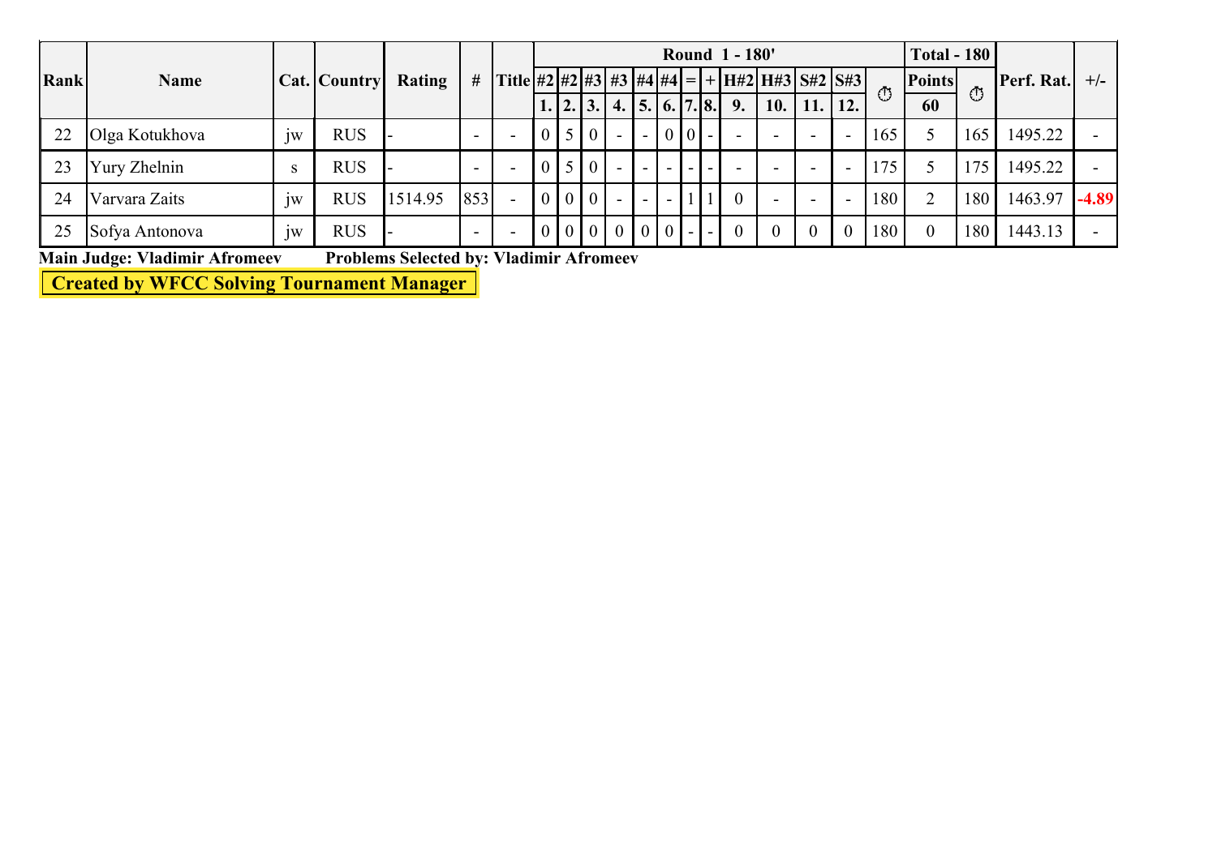| Rank | Name | Cat. | Country | Rating | # | Title | Round 1 - 180' | | | | | | | | | | | | | Total - 180 | | Perf. Rat. | +/- |
|---|---|---|---|---|---|---|---|---|---|---|---|---|---|---|---|---|---|---|---|---|---|---|---|
| | | | | | | | #2 | #2 | #3 | #3 | #4 | #4 | = | + | H#2 | H#3 | S#2 | S#3 | ⏱ | Points | ⏱ | | |
| | | | | | | | 1. | 2. | 3. | 4. | 5. | 6. | 7. | 8. | 9. | 10. | 11. | 12. | | 60 | | | |
| 22 | Olga Kotukhova | jw | RUS | - | - | - | 0 | 5 | 0 | - | - | 0 | 0 | - | - | - | - | - | 165 | 5 | 165 | 1495.22 | - |
| 23 | Yury Zhelnin | s | RUS | - | - | - | 0 | 5 | 0 | - | - | - | - | - | - | - | - | - | 175 | 5 | 175 | 1495.22 | - |
| 24 | Varvara Zaits | jw | RUS | 1514.95 | 853 | - | 0 | 0 | 0 | - | - | - | 1 | 1 | 0 | - | - | - | 180 | 2 | 180 | 1463.97 | -4.89 |
| 25 | Sofya Antonova | jw | RUS | - | - | - | 0 | 0 | 0 | 0 | 0 | 0 | - | - | 0 | 0 | 0 | 0 | 180 | 0 | 180 | 1443.13 | - |

**Main Judge: Vladimir Afromeev** **Problems Selected by: Vladimir Afromeev**

**Created by WFCC Solving Tournament Manager**